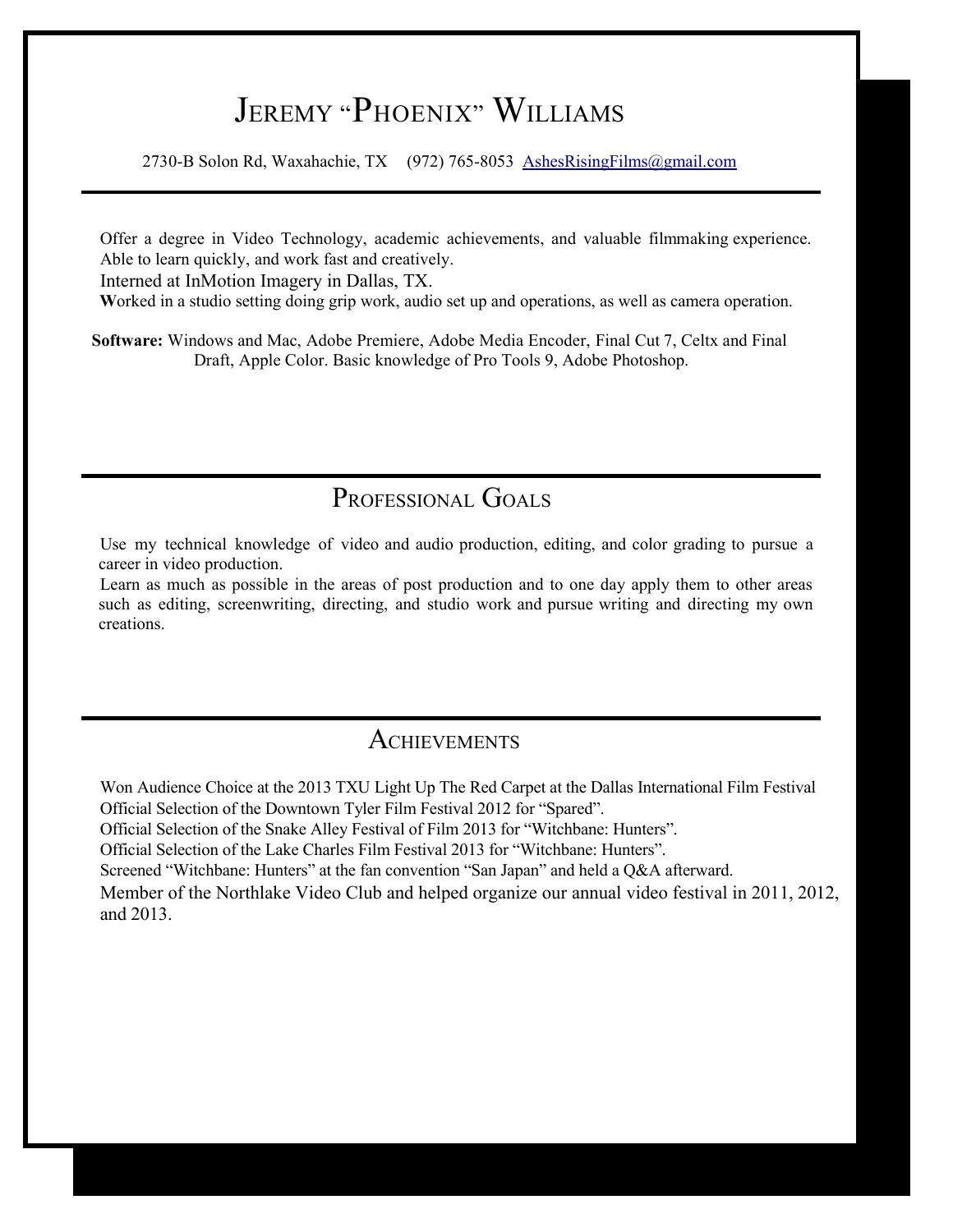# Jeremy "Phoenix" Williams

2730-B Solon Rd, Waxahachie, TX (972) 765-8053 AshesRisingFilms@gmail.com

---

Offer a degree in Video Technology, academic achievements, and valuable filmmaking experience. Able to learn quickly, and work fast and creatively.

Interned at InMotion Imagery in Dallas, TX.

Worked in a studio setting doing grip work, audio set up and operations, as well as camera operation.

**Software:** Windows and Mac, Adobe Premiere, Adobe Media Encoder, Final Cut 7, Celtx and Final Draft, Apple Color. Basic knowledge of Pro Tools 9, Adobe Photoshop.

---

## Professional Goals

Use my technical knowledge of video and audio production, editing, and color grading to pursue a career in video production.

Learn as much as possible in the areas of post production and to one day apply them to other areas such as editing, screenwriting, directing, and studio work and pursue writing and directing my own creations.

---

## Achievements

Won Audience Choice at the 2013 TXU Light Up The Red Carpet at the Dallas International Film Festival

Official Selection of the Downtown Tyler Film Festival 2012 for "Spared".

Official Selection of the Snake Alley Festival of Film 2013 for "Witchbane: Hunters".

Official Selection of the Lake Charles Film Festival 2013 for "Witchbane: Hunters".

Screened "Witchbane: Hunters" at the fan convention "San Japan" and held a Q&A afterward.

Member of the Northlake Video Club and helped organize our annual video festival in 2011, 2012, and 2013.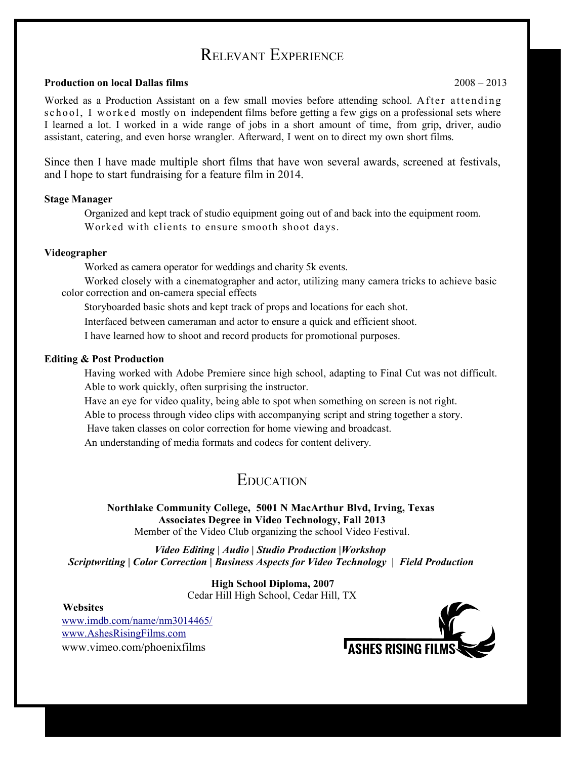# Relevant Experience

**Production on local Dallas films** 2008 – 2013

Worked as a Production Assistant on a few small movies before attending school. After attending school, I worked mostly on independent films before getting a few gigs on a professional sets where I learned a lot. I worked in a wide range of jobs in a short amount of time, from grip, driver, audio assistant, catering, and even horse wrangler. Afterward, I went on to direct my own short films.

Since then I have made multiple short films that have won several awards, screened at festivals, and I hope to start fundraising for a feature film in 2014.

**Stage Manager**

Organized and kept track of studio equipment going out of and back into the equipment room.
Worked with clients to ensure smooth shoot days.

**Videographer**

Worked as camera operator for weddings and charity 5k events.
Worked closely with a cinematographer and actor, utilizing many camera tricks to achieve basic color correction and on-camera special effects
Storyboarded basic shots and kept track of props and locations for each shot.
Interfaced between cameraman and actor to ensure a quick and efficient shoot.
I have learned how to shoot and record products for promotional purposes.

**Editing & Post Production**

Having worked with Adobe Premiere since high school, adapting to Final Cut was not difficult.
Able to work quickly, often surprising the instructor.
Have an eye for video quality, being able to spot when something on screen is not right.
Able to process through video clips with accompanying script and string together a story.
Have taken classes on color correction for home viewing and broadcast.
An understanding of media formats and codecs for content delivery.

# Education

**Northlake Community College, 5001 N MacArthur Blvd, Irving, Texas**
**Associates Degree in Video Technology, Fall 2013**
Member of the Video Club organizing the school Video Festival.

***Video Editing | Audio | Studio Production |Workshop***
***Scriptwriting | Color Correction | Business Aspects for Video Technology | Field Production***

**High School Diploma, 2007**
Cedar Hill High School, Cedar Hill, TX

**Websites**
www.imdb.com/name/nm3014465/
www.AshesRisingFilms.com
www.vimeo.com/phoenixfilms

ASHES RISING FILMS